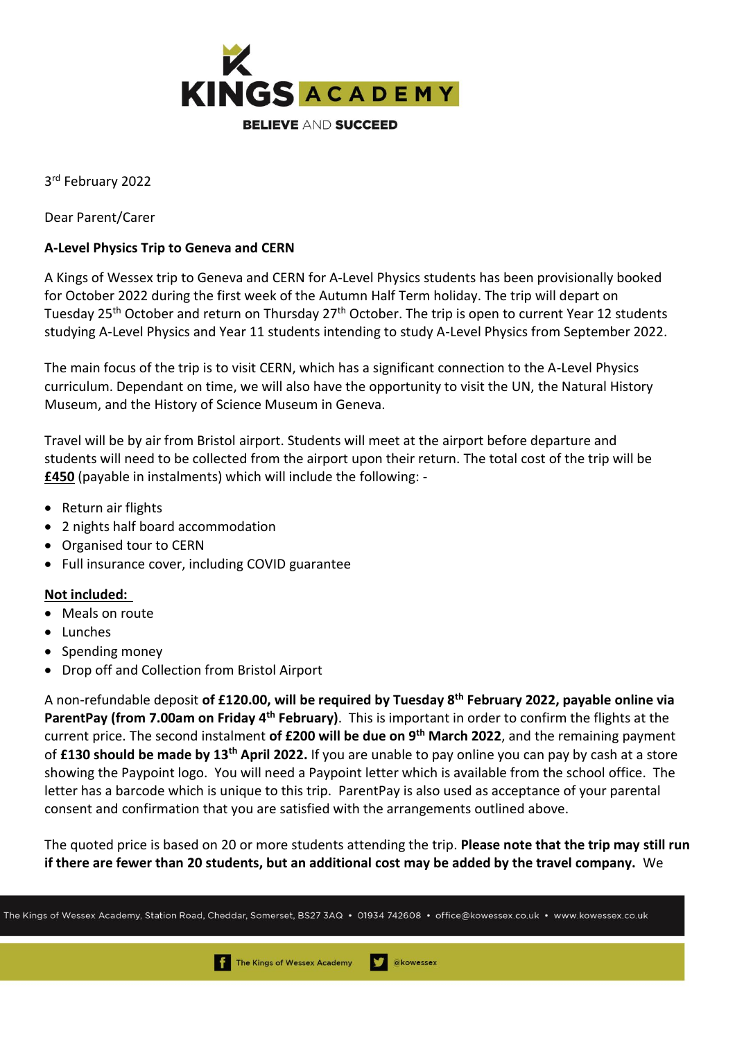**KINGS ACADEMY**

**BELIEVE AND SUCCEED**

3rd February 2022

Dear Parent/Carer

**A-Level Physics Trip to Geneva and CERN**

A Kings of Wessex trip to Geneva and CERN for A-Level Physics students has been provisionally booked for October 2022 during the first week of the Autumn Half Term holiday. The trip will depart on Tuesday 25th October and return on Thursday 27th October. The trip is open to current Year 12 students studying A-Level Physics and Year 11 students intending to study A-Level Physics from September 2022.

The main focus of the trip is to visit CERN, which has a significant connection to the A-Level Physics curriculum. Dependant on time, we will also have the opportunity to visit the UN, the Natural History Museum, and the History of Science Museum in Geneva.

Travel will be by air from Bristol airport. Students will meet at the airport before departure and students will need to be collected from the airport upon their return. The total cost of the trip will be **£450** (payable in instalments) which will include the following: -

- Return air flights
- 2 nights half board accommodation
- Organised tour to CERN
- Full insurance cover, including COVID guarantee

**Not included:**

- Meals on route
- Lunches
- Spending money
- Drop off and Collection from Bristol Airport

A non-refundable deposit **of £120.00, will be required by Tuesday 8th February 2022, payable online via ParentPay (from 7.00am on Friday 4th February)**. This is important in order to confirm the flights at the current price. The second instalment **of £200 will be due on 9th March 2022**, and the remaining payment of **£130 should be made by 13th April 2022.** If you are unable to pay online you can pay by cash at a store showing the Paypoint logo. You will need a Paypoint letter which is available from the school office. The letter has a barcode which is unique to this trip. ParentPay is also used as acceptance of your parental consent and confirmation that you are satisfied with the arrangements outlined above.

The quoted price is based on 20 or more students attending the trip. **Please note that the trip may still run if there are fewer than 20 students, but an additional cost may be added by the travel company.** We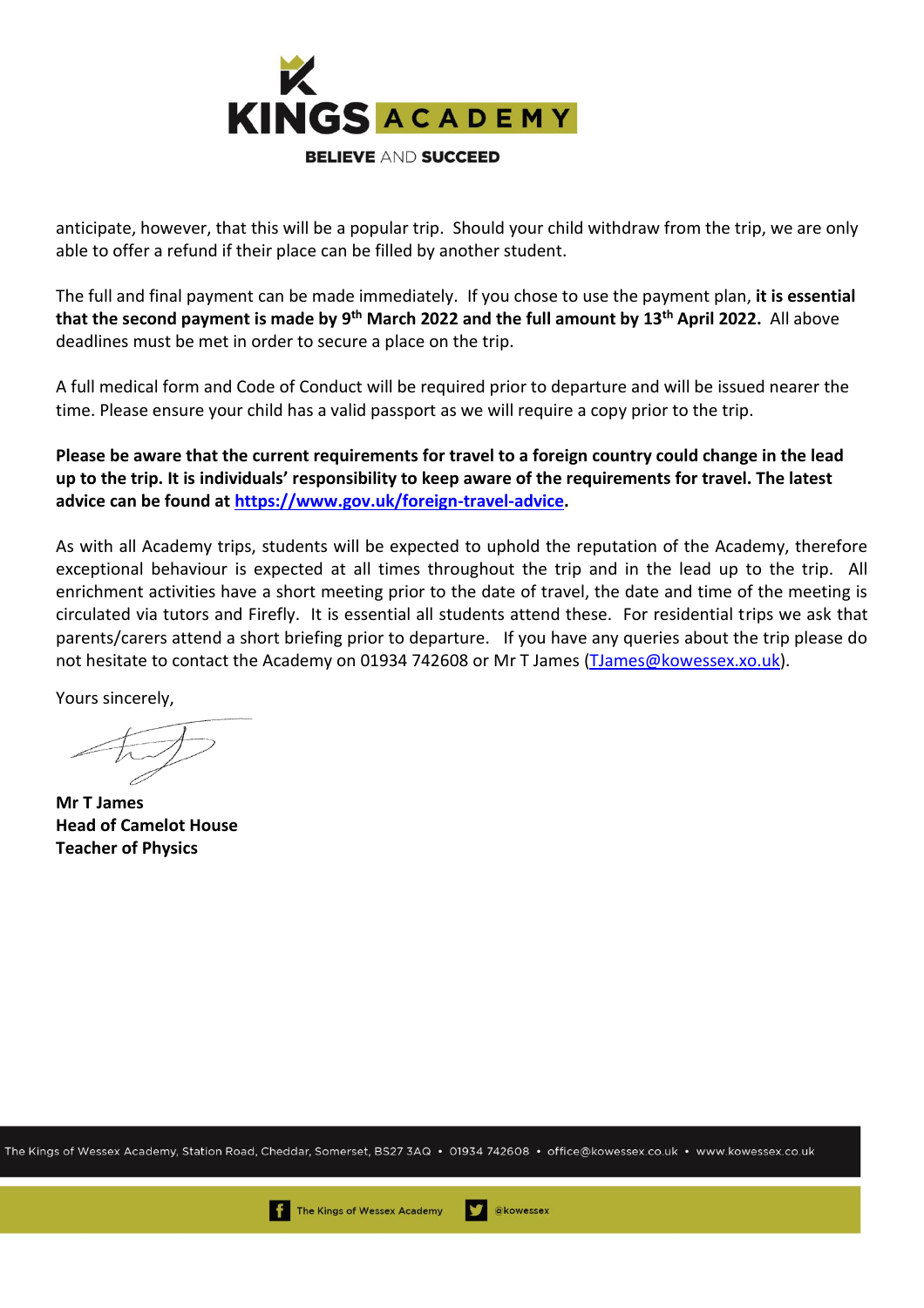anticipate, however, that this will be a popular trip. Should your child withdraw from the trip, we are only able to offer a refund if their place can be filled by another student.

The full and final payment can be made immediately. If you chose to use the payment plan, **it is essential that the second payment is made by 9th March 2022 and the full amount by 13th April 2022.** All above deadlines must be met in order to secure a place on the trip.

A full medical form and Code of Conduct will be required prior to departure and will be issued nearer the time. Please ensure your child has a valid passport as we will require a copy prior to the trip.

**Please be aware that the current requirements for travel to a foreign country could change in the lead up to the trip. It is individuals' responsibility to keep aware of the requirements for travel. The latest advice can be found at https://www.gov.uk/foreign-travel-advice.**

As with all Academy trips, students will be expected to uphold the reputation of the Academy, therefore exceptional behaviour is expected at all times throughout the trip and in the lead up to the trip. All enrichment activities have a short meeting prior to the date of travel, the date and time of the meeting is circulated via tutors and Firefly. It is essential all students attend these. For residential trips we ask that parents/carers attend a short briefing prior to departure. If you have any queries about the trip please do not hesitate to contact the Academy on 01934 742608 or Mr T James (TJames@kowessex.xo.uk).

Yours sincerely,

**Mr T James**
**Head of Camelot House**
**Teacher of Physics**

The Kings of Wessex Academy, Station Road, Cheddar, Somerset, BS27 3AQ • 01934 742608 • office@kowessex.co.uk • www.kowessex.co.uk

The Kings of Wessex Academy @kowessex